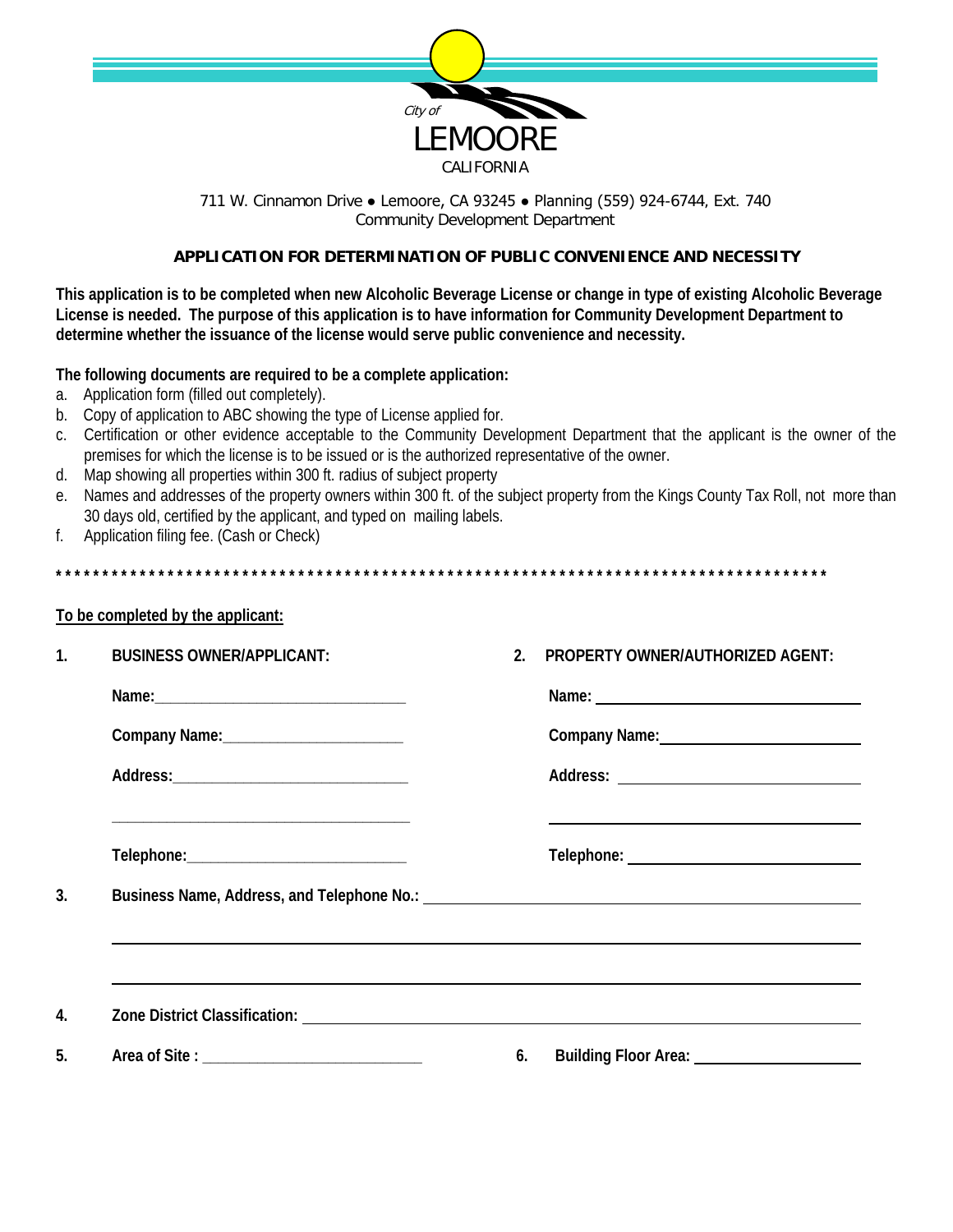City of
# LEMOORE
CALIFORNIA

711 W. Cinnamon Drive ● Lemoore, CA 93245 ● Planning (559) 924-6744, Ext. 740
Community Development Department

## APPLICATION FOR DETERMINATION OF PUBLIC CONVENIENCE AND NECESSITY

**This application is to be completed when new Alcoholic Beverage License or change in type of existing Alcoholic Beverage License is needed. The purpose of this application is to have information for Community Development Department to determine whether the issuance of the license would serve public convenience and necessity.**

**The following documents are required to be a complete application:**

a. Application form (filled out completely).
b. Copy of application to ABC showing the type of License applied for.
c. Certification or other evidence acceptable to the Community Development Department that the applicant is the owner of the premises for which the license is to be issued or is the authorized representative of the owner.
d. Map showing all properties within 300 ft. radius of subject property
e. Names and addresses of the property owners within 300 ft. of the subject property from the Kings County Tax Roll, not more than 30 days old, certified by the applicant, and typed on mailing labels.
f. Application filing fee. (Cash or Check)

*****************************************************************************************

**To be completed by the applicant:**

**1. BUSINESS OWNER/APPLICANT:**

**Name:**_______________________________

**Company Name:**______________________

**Address:**____________________________

_____________________________________

**Telephone:**__________________________

**2. PROPERTY OWNER/AUTHORIZED AGENT:**

**Name:** _______________________________

**Company Name:**______________________

**Address:** ____________________________

_____________________________________

**Telephone:** __________________________

**3. Business Name, Address, and Telephone No.:** _______________________________________

_____________________________________________________________________________

_____________________________________________________________________________

**4. Zone District Classification:** _______________________________________________________

**5. Area of Site :** ___________________________ **6. Building Floor Area:** ____________________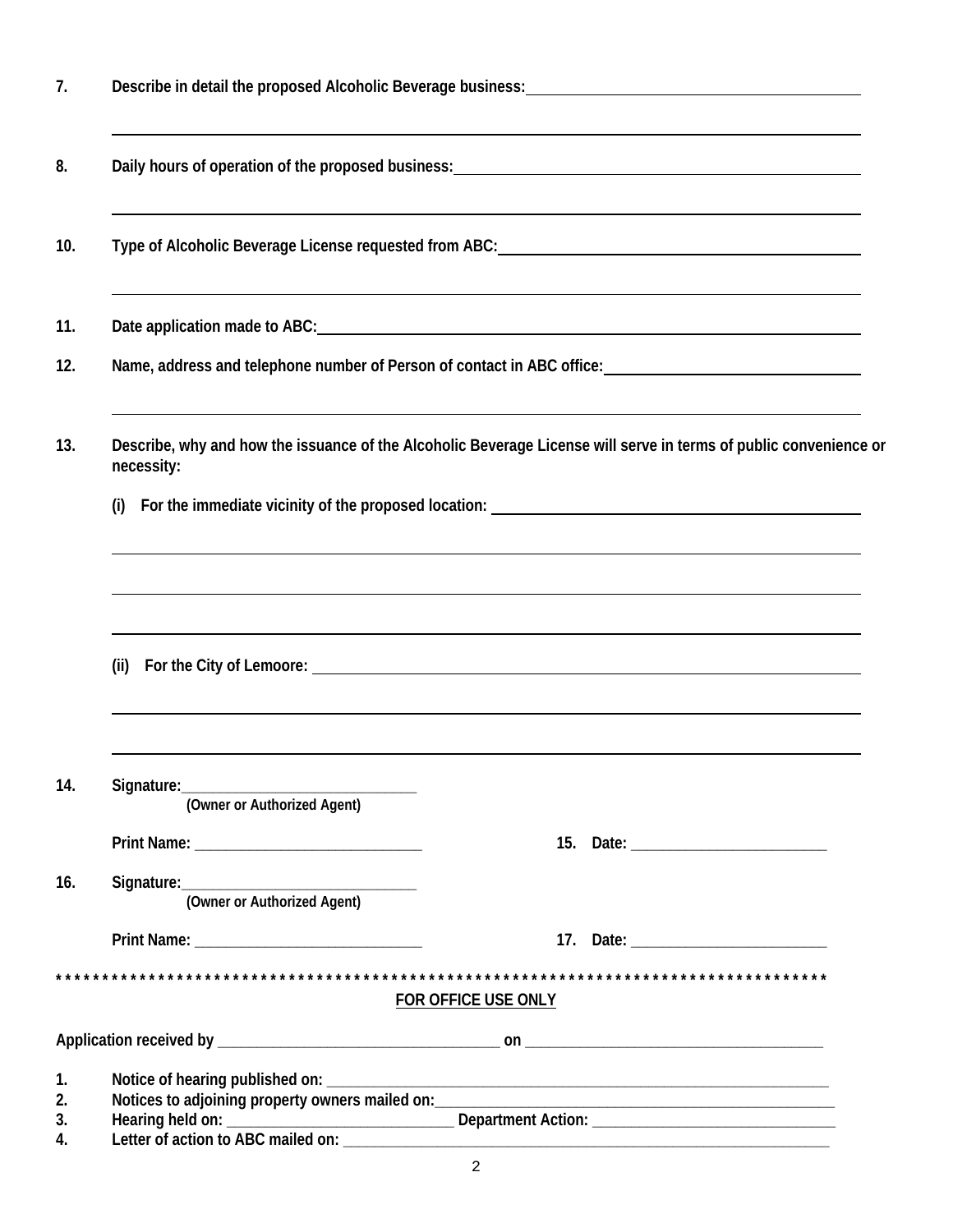7. **Describe in detail the proposed Alcoholic Beverage business:** ______________________________________________

______________________________________________________________________________________

8. **Daily hours of operation of the proposed business:** ______________________________________________

______________________________________________________________________________________

10. **Type of Alcoholic Beverage License requested from ABC:** ______________________________________________

______________________________________________________________________________________

11. **Date application made to ABC:** ______________________________________________

12. **Name, address and telephone number of Person of contact in ABC office:** ______________________________

______________________________________________________________________________________

13. **Describe, why and how the issuance of the Alcoholic Beverage License will serve in terms of public convenience or necessity:**

    **(i) For the immediate vicinity of the proposed location:** ______________________________________________

    ______________________________________________________________________________________

    ______________________________________________________________________________________

    ______________________________________________________________________________________

    **(ii) For the City of Lemoore:** ______________________________________________

    ______________________________________________________________________________________

    ______________________________________________________________________________________

14. **Signature:**______________________________
    **(Owner or Authorized Agent)**

    **Print Name:** ______________________________ 15. **Date:** _________________________

16. **Signature:**______________________________
    **(Owner or Authorized Agent)**

    **Print Name:** ______________________________ 17. **Date:** _________________________

*************************************************************************************

**FOR OFFICE USE ONLY**

**Application received by** ____________________________________ **on** ______________________________________

1. **Notice of hearing published on:** _____________________________________________________________________
2. **Notices to adjoining property owners mailed on:**______________________________________________________
3. **Hearing held on:** ____________________________ **Department Action:** ______________________________
4. **Letter of action to ABC mailed on:** ___________________________________________________________________